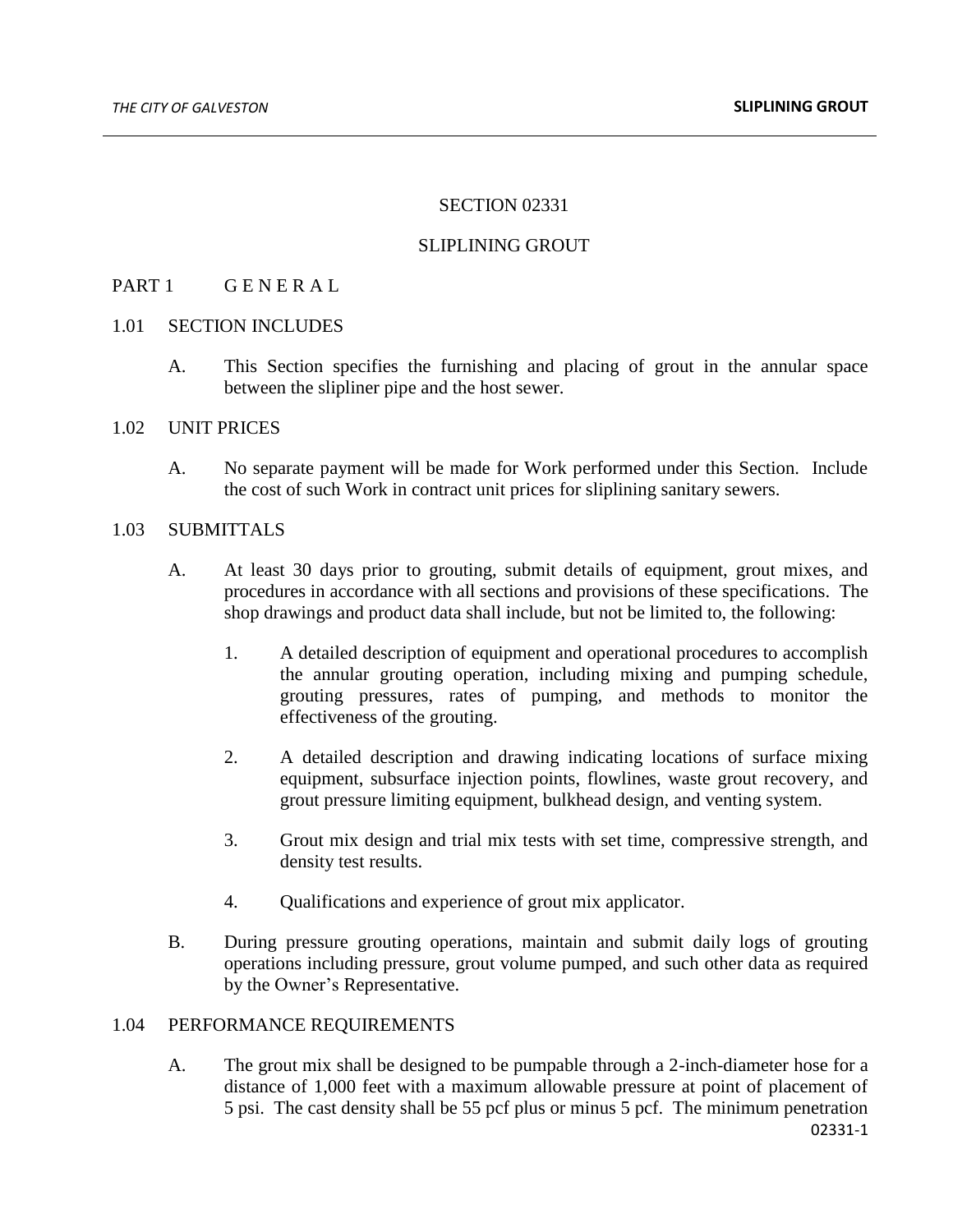# SECTION 02331

# SLIPLINING GROUT

## PART 1 G E N E R A L

### 1.01 SECTION INCLUDES

A. This Section specifies the furnishing and placing of grout in the annular space between the slipliner pipe and the host sewer.

### 1.02 UNIT PRICES

A. No separate payment will be made for Work performed under this Section. Include the cost of such Work in contract unit prices for sliplining sanitary sewers.

### 1.03 SUBMITTALS

A. At least 30 days prior to grouting, submit details of equipment, grout mixes, and procedures in accordance with all sections and provisions of these specifications. The shop drawings and product data shall include, but not be limited to, the following:

1. A detailed description of equipment and operational procedures to accomplish the annular grouting operation, including mixing and pumping schedule, grouting pressures, rates of pumping, and methods to monitor the effectiveness of the grouting.

2. A detailed description and drawing indicating locations of surface mixing equipment, subsurface injection points, flowlines, waste grout recovery, and grout pressure limiting equipment, bulkhead design, and venting system.

3. Grout mix design and trial mix tests with set time, compressive strength, and density test results.

4. Qualifications and experience of grout mix applicator.

B. During pressure grouting operations, maintain and submit daily logs of grouting operations including pressure, grout volume pumped, and such other data as required by the Owner's Representative.

### 1.04 PERFORMANCE REQUIREMENTS

A. The grout mix shall be designed to be pumpable through a 2-inch-diameter hose for a distance of 1,000 feet with a maximum allowable pressure at point of placement of 5 psi. The cast density shall be 55 pcf plus or minus 5 pcf. The minimum penetration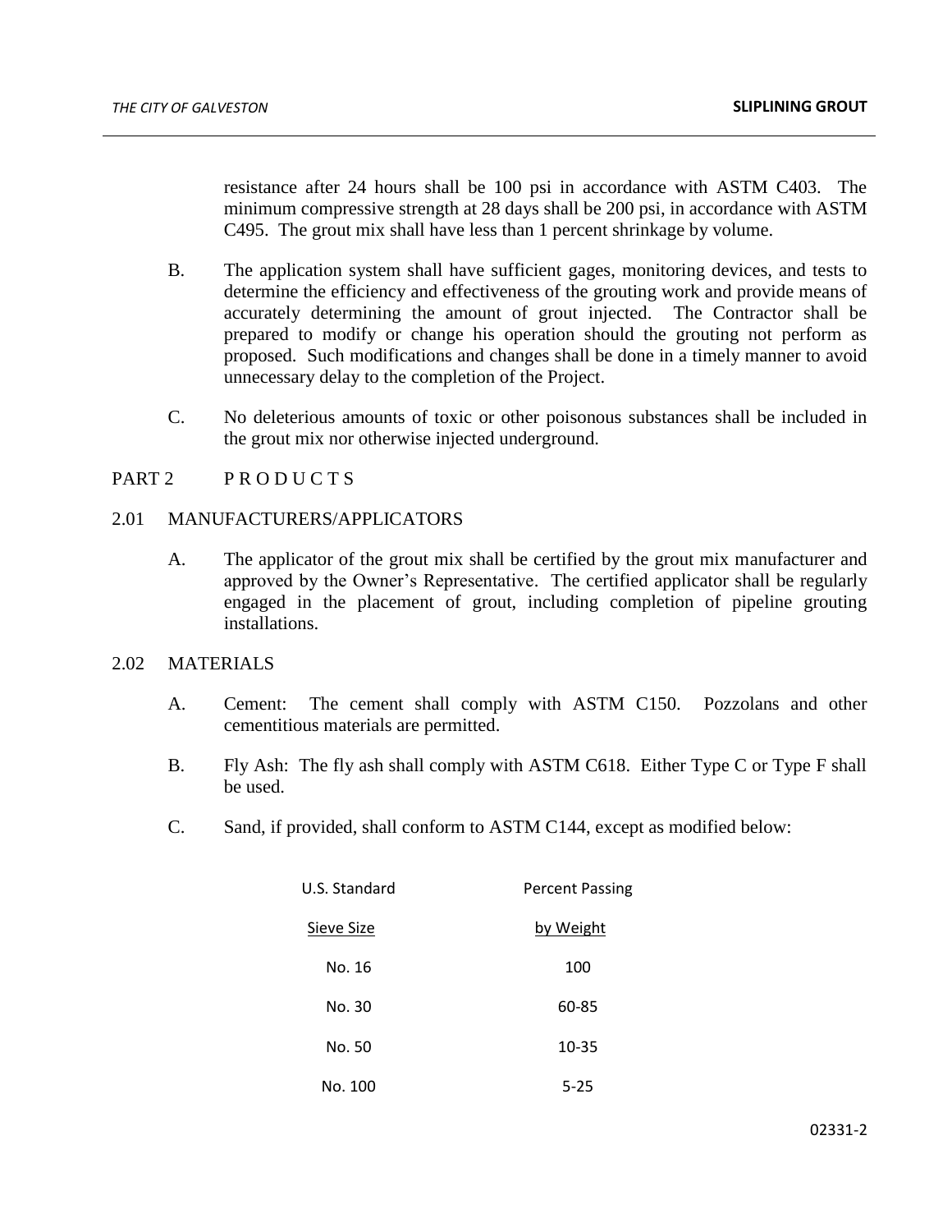resistance after 24 hours shall be 100 psi in accordance with ASTM C403. The minimum compressive strength at 28 days shall be 200 psi, in accordance with ASTM C495. The grout mix shall have less than 1 percent shrinkage by volume.

B. The application system shall have sufficient gages, monitoring devices, and tests to determine the efficiency and effectiveness of the grouting work and provide means of accurately determining the amount of grout injected. The Contractor shall be prepared to modify or change his operation should the grouting not perform as proposed. Such modifications and changes shall be done in a timely manner to avoid unnecessary delay to the completion of the Project.

C. No deleterious amounts of toxic or other poisonous substances shall be included in the grout mix nor otherwise injected underground.

## PART 2 PRODUCTS

### 2.01 MANUFACTURERS/APPLICATORS

A. The applicator of the grout mix shall be certified by the grout mix manufacturer and approved by the Owner's Representative. The certified applicator shall be regularly engaged in the placement of grout, including completion of pipeline grouting installations.

### 2.02 MATERIALS

A. Cement: The cement shall comply with ASTM C150. Pozzolans and other cementitious materials are permitted.

B. Fly Ash: The fly ash shall comply with ASTM C618. Either Type C or Type F shall be used.

C. Sand, if provided, shall conform to ASTM C144, except as modified below:

| U.S. Standard Sieve Size | Percent Passing by Weight |
|---|---|
| No. 16 | 100 |
| No. 30 | 60-85 |
| No. 50 | 10-35 |
| No. 100 | 5-25 |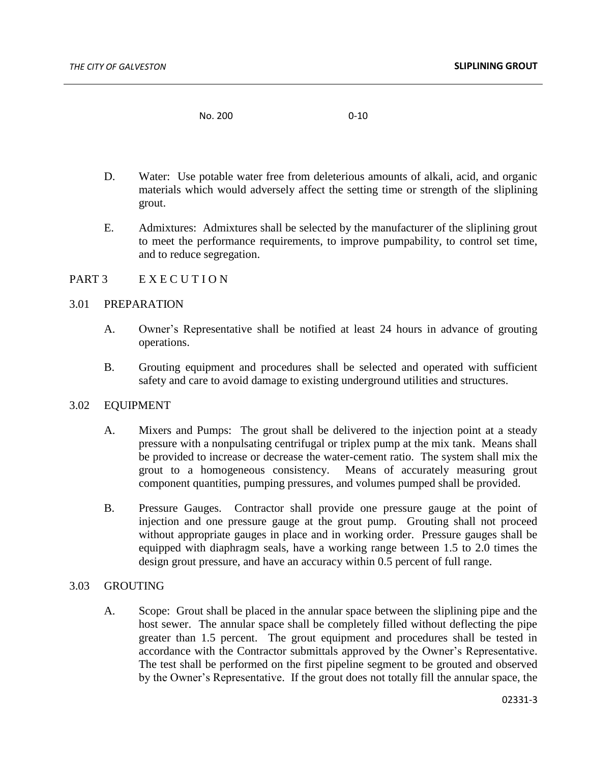| No. 200 | 0-10 |
|---|---|

D. Water: Use potable water free from deleterious amounts of alkali, acid, and organic materials which would adversely affect the setting time or strength of the sliplining grout.

E. Admixtures: Admixtures shall be selected by the manufacturer of the sliplining grout to meet the performance requirements, to improve pumpability, to control set time, and to reduce segregation.

## PART 3 EXECUTION

### 3.01 PREPARATION

A. Owner's Representative shall be notified at least 24 hours in advance of grouting operations.

B. Grouting equipment and procedures shall be selected and operated with sufficient safety and care to avoid damage to existing underground utilities and structures.

### 3.02 EQUIPMENT

A. Mixers and Pumps: The grout shall be delivered to the injection point at a steady pressure with a nonpulsating centrifugal or triplex pump at the mix tank. Means shall be provided to increase or decrease the water-cement ratio. The system shall mix the grout to a homogeneous consistency. Means of accurately measuring grout component quantities, pumping pressures, and volumes pumped shall be provided.

B. Pressure Gauges. Contractor shall provide one pressure gauge at the point of injection and one pressure gauge at the grout pump. Grouting shall not proceed without appropriate gauges in place and in working order. Pressure gauges shall be equipped with diaphragm seals, have a working range between 1.5 to 2.0 times the design grout pressure, and have an accuracy within 0.5 percent of full range.

### 3.03 GROUTING

A. Scope: Grout shall be placed in the annular space between the sliplining pipe and the host sewer. The annular space shall be completely filled without deflecting the pipe greater than 1.5 percent. The grout equipment and procedures shall be tested in accordance with the Contractor submittals approved by the Owner's Representative. The test shall be performed on the first pipeline segment to be grouted and observed by the Owner's Representative. If the grout does not totally fill the annular space, the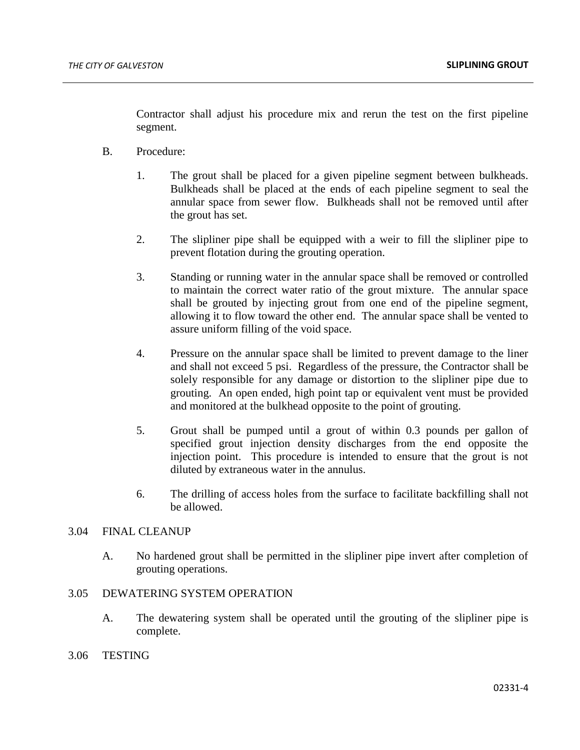Contractor shall adjust his procedure mix and rerun the test on the first pipeline segment.

B. Procedure:

1. The grout shall be placed for a given pipeline segment between bulkheads. Bulkheads shall be placed at the ends of each pipeline segment to seal the annular space from sewer flow. Bulkheads shall not be removed until after the grout has set.

2. The slipliner pipe shall be equipped with a weir to fill the slipliner pipe to prevent flotation during the grouting operation.

3. Standing or running water in the annular space shall be removed or controlled to maintain the correct water ratio of the grout mixture. The annular space shall be grouted by injecting grout from one end of the pipeline segment, allowing it to flow toward the other end. The annular space shall be vented to assure uniform filling of the void space.

4. Pressure on the annular space shall be limited to prevent damage to the liner and shall not exceed 5 psi. Regardless of the pressure, the Contractor shall be solely responsible for any damage or distortion to the slipliner pipe due to grouting. An open ended, high point tap or equivalent vent must be provided and monitored at the bulkhead opposite to the point of grouting.

5. Grout shall be pumped until a grout of within 0.3 pounds per gallon of specified grout injection density discharges from the end opposite the injection point. This procedure is intended to ensure that the grout is not diluted by extraneous water in the annulus.

6. The drilling of access holes from the surface to facilitate backfilling shall not be allowed.

## 3.04 FINAL CLEANUP

A. No hardened grout shall be permitted in the slipliner pipe invert after completion of grouting operations.

## 3.05 DEWATERING SYSTEM OPERATION

A. The dewatering system shall be operated until the grouting of the slipliner pipe is complete.

## 3.06 TESTING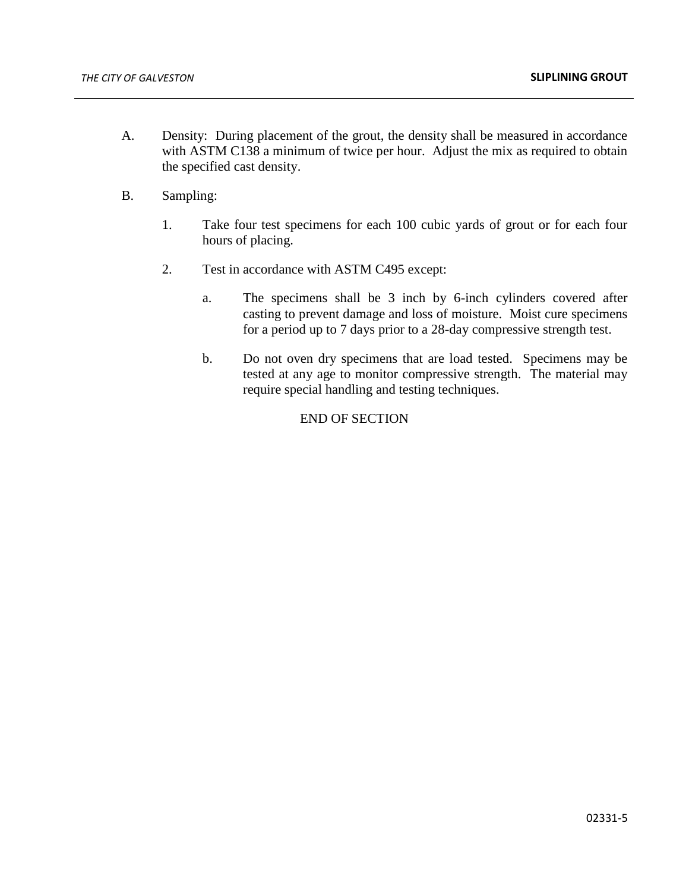A. Density: During placement of the grout, the density shall be measured in accordance with ASTM C138 a minimum of twice per hour. Adjust the mix as required to obtain the specified cast density.

B. Sampling:

   1. Take four test specimens for each 100 cubic yards of grout or for each four hours of placing.

   2. Test in accordance with ASTM C495 except:

      a. The specimens shall be 3 inch by 6-inch cylinders covered after casting to prevent damage and loss of moisture. Moist cure specimens for a period up to 7 days prior to a 28-day compressive strength test.

      b. Do not oven dry specimens that are load tested. Specimens may be tested at any age to monitor compressive strength. The material may require special handling and testing techniques.

END OF SECTION